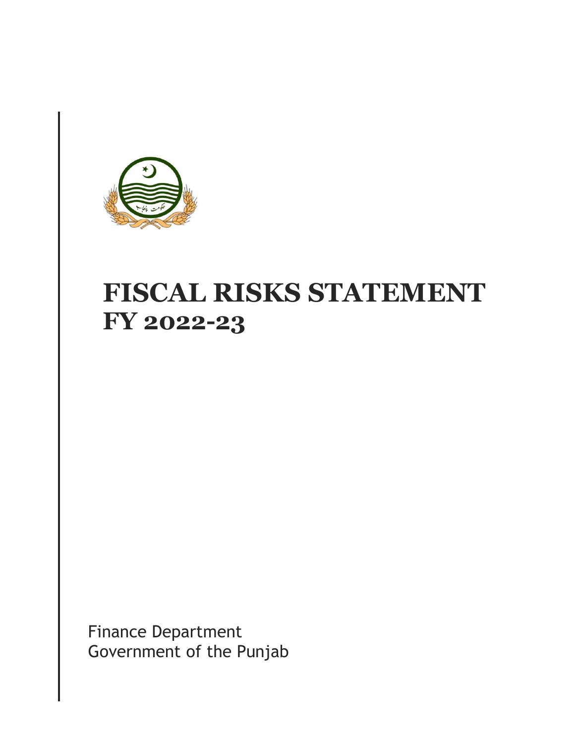# FISCAL RISKS STATEMENT FY 2022-23

Finance Department
Government of the Punjab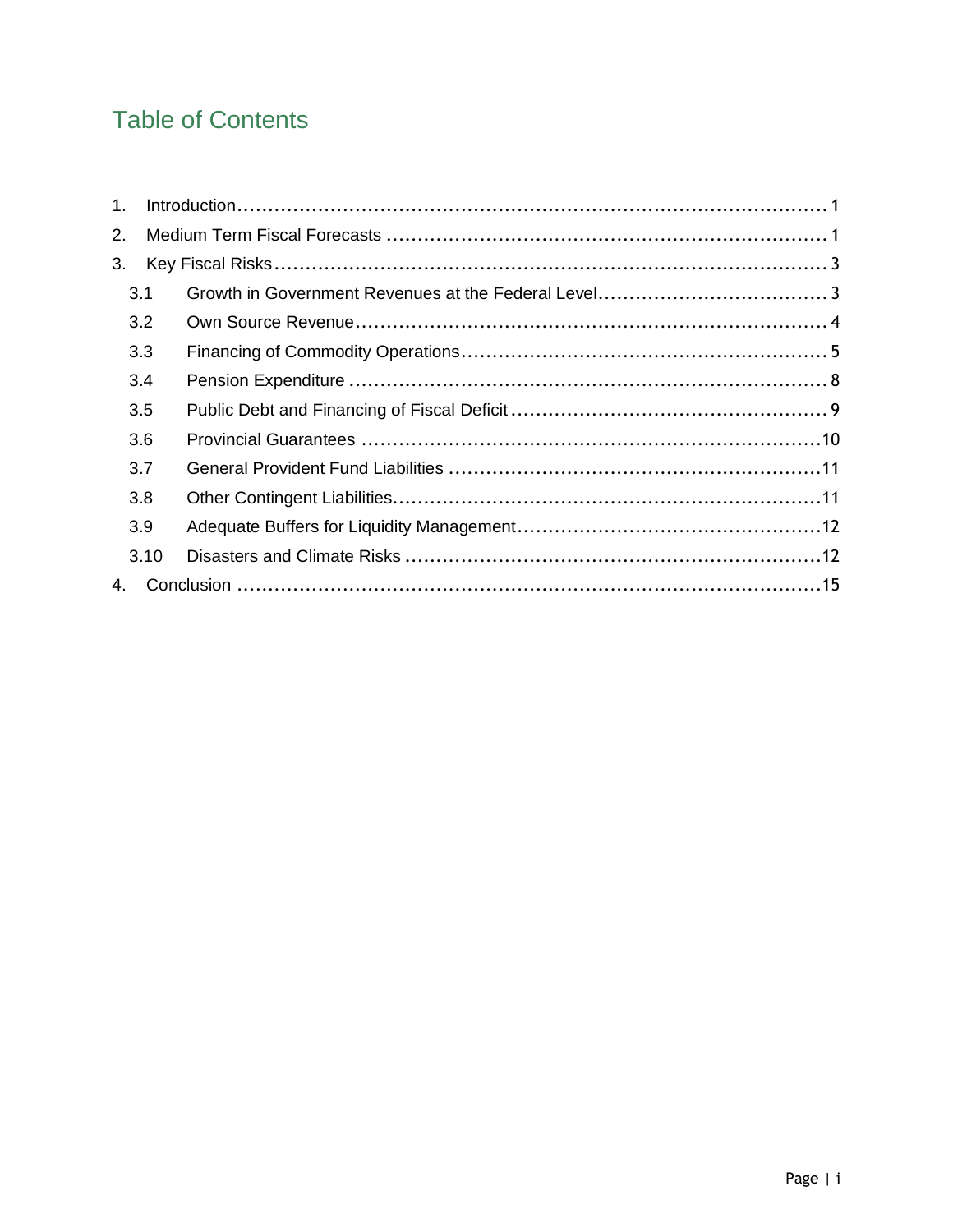## Table of Contents

1. Introduction ........ 1
2. Medium Term Fiscal Forecasts ........ 1
3. Key Fiscal Risks ........ 3
   - 3.1 Growth in Government Revenues at the Federal Level ........ 3
   - 3.2 Own Source Revenue ........ 4
   - 3.3 Financing of Commodity Operations ........ 5
   - 3.4 Pension Expenditure ........ 8
   - 3.5 Public Debt and Financing of Fiscal Deficit ........ 9
   - 3.6 Provincial Guarantees ........ 10
   - 3.7 General Provident Fund Liabilities ........ 11
   - 3.8 Other Contingent Liabilities ........ 11
   - 3.9 Adequate Buffers for Liquidity Management ........ 12
   - 3.10 Disasters and Climate Risks ........ 12
4. Conclusion ........ 15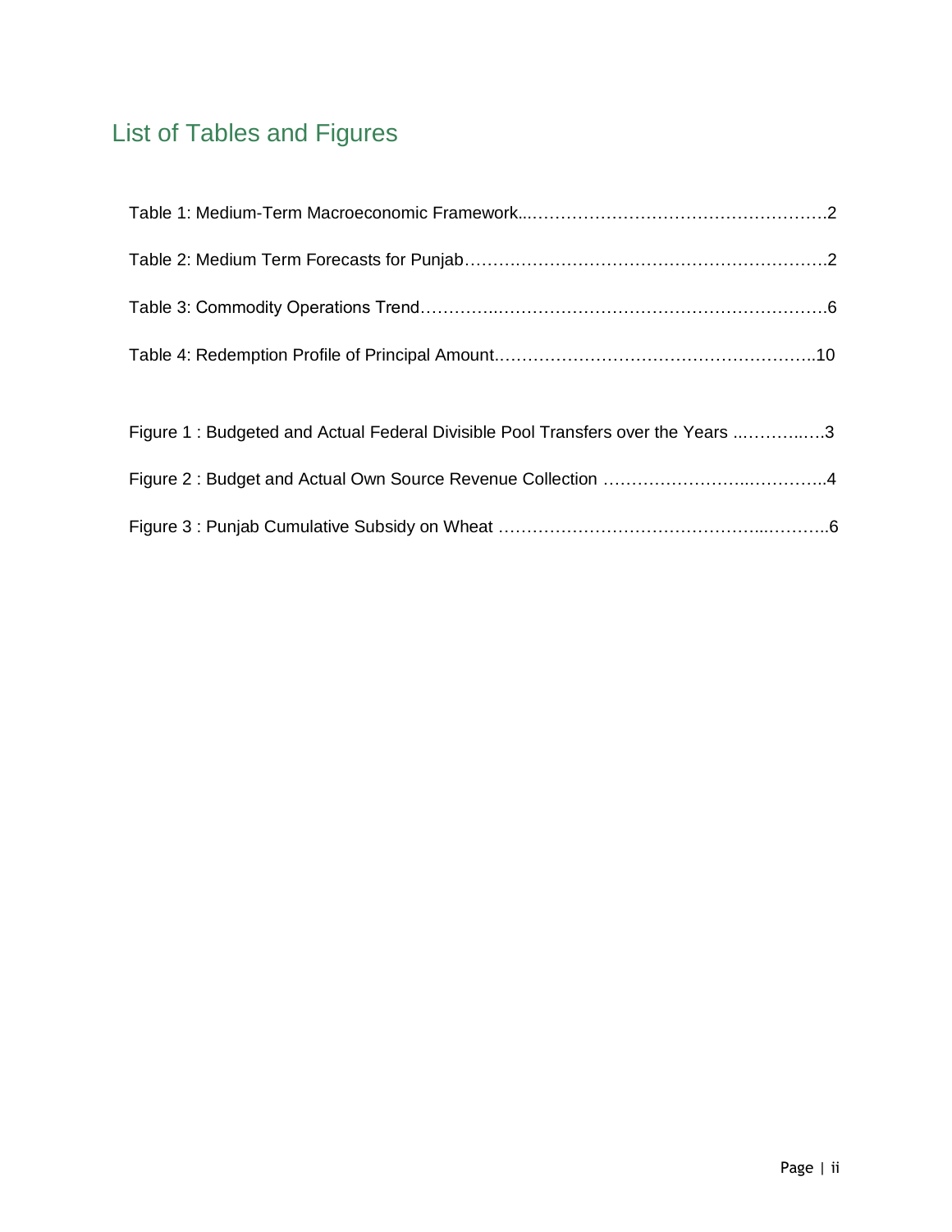# List of Tables and Figures

Table 1: Medium-Term Macroeconomic Framework...............................................2

Table 2: Medium Term Forecasts for Punjab.......................................................2

Table 3: Commodity Operations Trend..................................................................6

Table 4: Redemption Profile of Principal Amount..............................................10

Figure 1 : Budgeted and Actual Federal Divisible Pool Transfers over the Years ...............3

Figure 2 : Budget and Actual Own Source Revenue Collection ...................................4

Figure 3 : Punjab Cumulative Subsidy on Wheat .......................................................6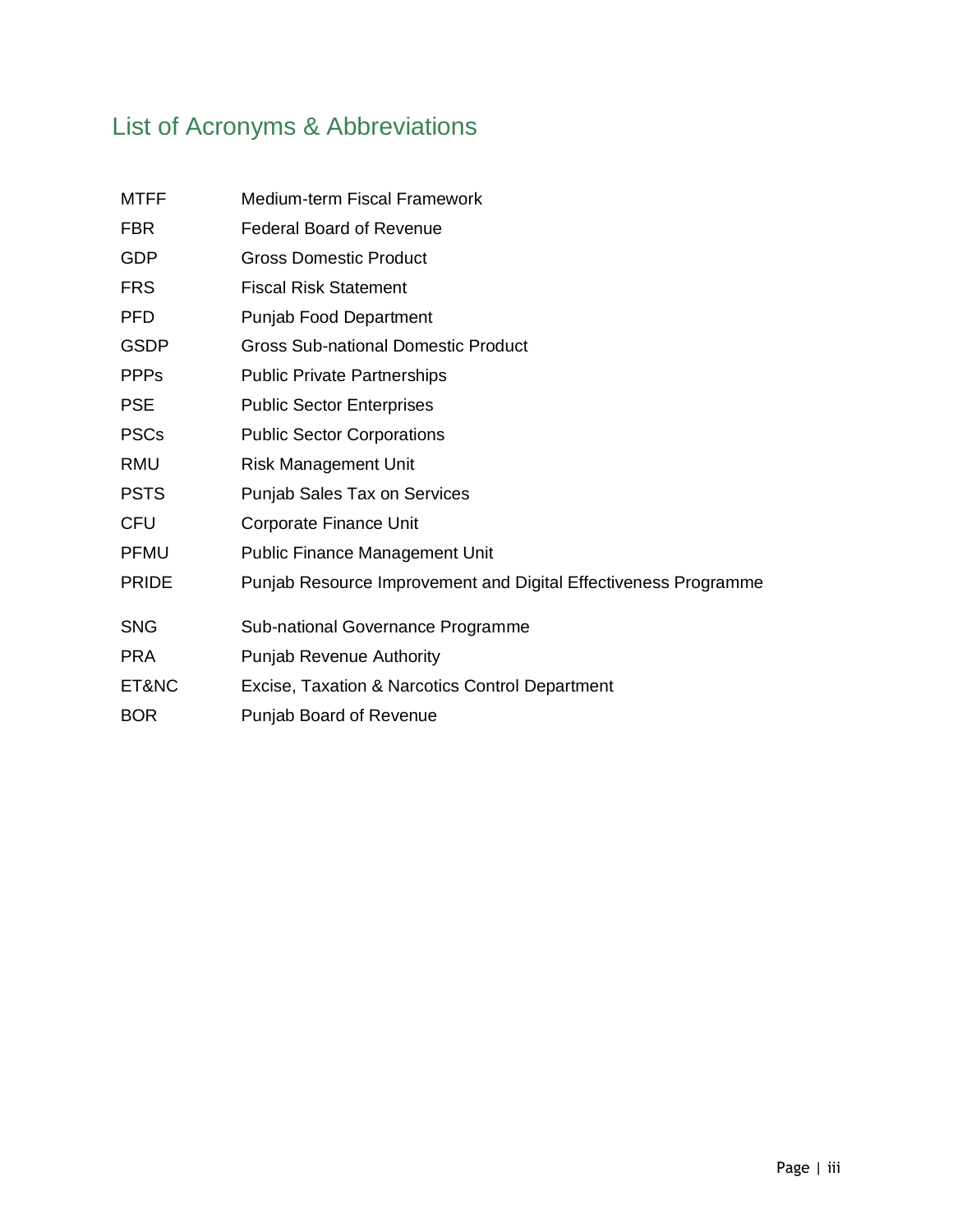## List of Acronyms & Abbreviations

| | |
|---|---|
| MTFF | Medium-term Fiscal Framework |
| FBR | Federal Board of Revenue |
| GDP | Gross Domestic Product |
| FRS | Fiscal Risk Statement |
| PFD | Punjab Food Department |
| GSDP | Gross Sub-national Domestic Product |
| PPPs | Public Private Partnerships |
| PSE | Public Sector Enterprises |
| PSCs | Public Sector Corporations |
| RMU | Risk Management Unit |
| PSTS | Punjab Sales Tax on Services |
| CFU | Corporate Finance Unit |
| PFMU | Public Finance Management Unit |
| PRIDE | Punjab Resource Improvement and Digital Effectiveness Programme |
| SNG | Sub-national Governance Programme |
| PRA | Punjab Revenue Authority |
| ET&NC | Excise, Taxation & Narcotics Control Department |
| BOR | Punjab Board of Revenue |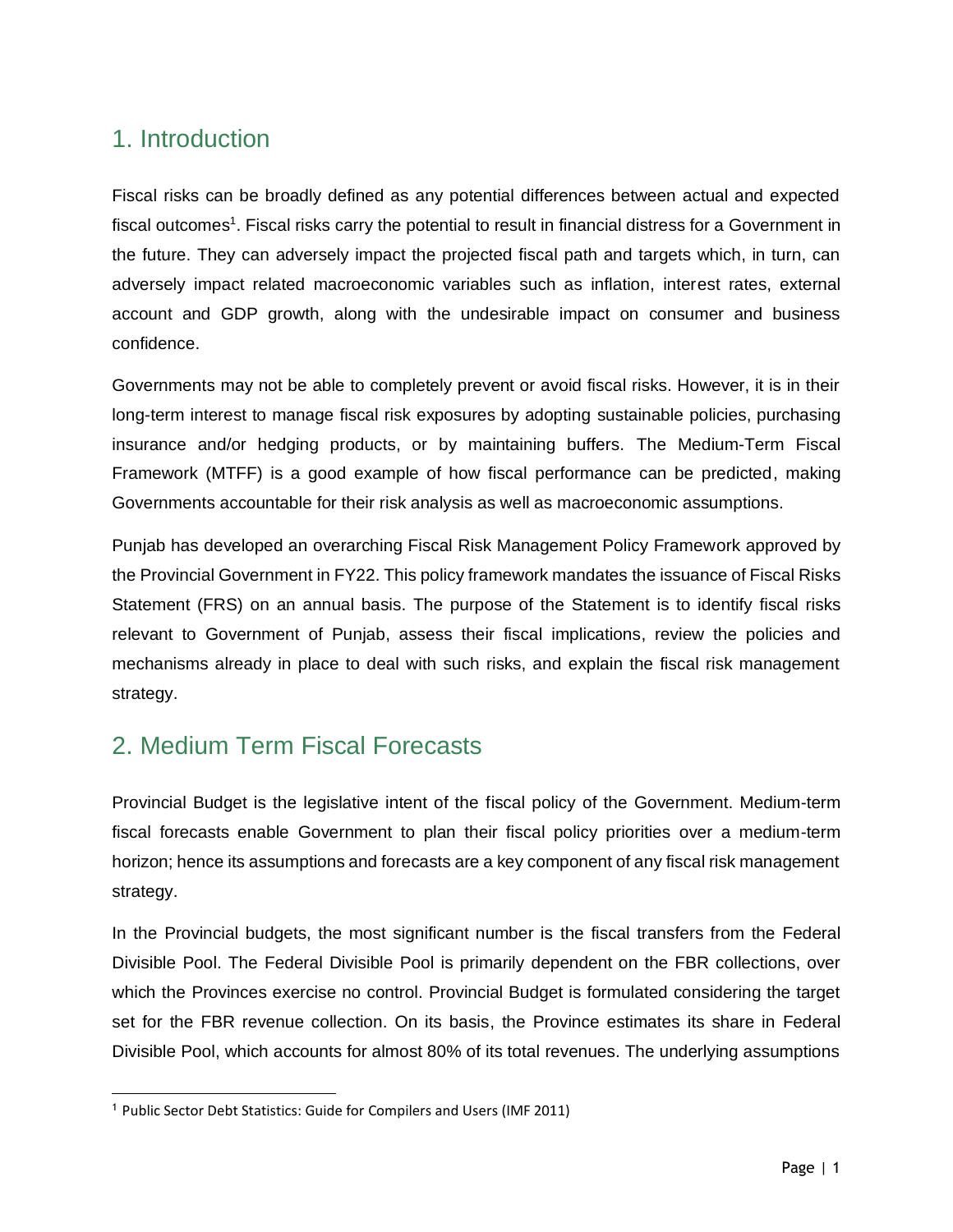## 1. Introduction

Fiscal risks can be broadly defined as any potential differences between actual and expected fiscal outcomes[1]. Fiscal risks carry the potential to result in financial distress for a Government in the future. They can adversely impact the projected fiscal path and targets which, in turn, can adversely impact related macroeconomic variables such as inflation, interest rates, external account and GDP growth, along with the undesirable impact on consumer and business confidence.

Governments may not be able to completely prevent or avoid fiscal risks. However, it is in their long-term interest to manage fiscal risk exposures by adopting sustainable policies, purchasing insurance and/or hedging products, or by maintaining buffers. The Medium-Term Fiscal Framework (MTFF) is a good example of how fiscal performance can be predicted, making Governments accountable for their risk analysis as well as macroeconomic assumptions.

Punjab has developed an overarching Fiscal Risk Management Policy Framework approved by the Provincial Government in FY22. This policy framework mandates the issuance of Fiscal Risks Statement (FRS) on an annual basis. The purpose of the Statement is to identify fiscal risks relevant to Government of Punjab, assess their fiscal implications, review the policies and mechanisms already in place to deal with such risks, and explain the fiscal risk management strategy.

## 2. Medium Term Fiscal Forecasts

Provincial Budget is the legislative intent of the fiscal policy of the Government. Medium-term fiscal forecasts enable Government to plan their fiscal policy priorities over a medium-term horizon; hence its assumptions and forecasts are a key component of any fiscal risk management strategy.

In the Provincial budgets, the most significant number is the fiscal transfers from the Federal Divisible Pool. The Federal Divisible Pool is primarily dependent on the FBR collections, over which the Provinces exercise no control. Provincial Budget is formulated considering the target set for the FBR revenue collection. On its basis, the Province estimates its share in Federal Divisible Pool, which accounts for almost 80% of its total revenues. The underlying assumptions

[1] Public Sector Debt Statistics: Guide for Compilers and Users (IMF 2011)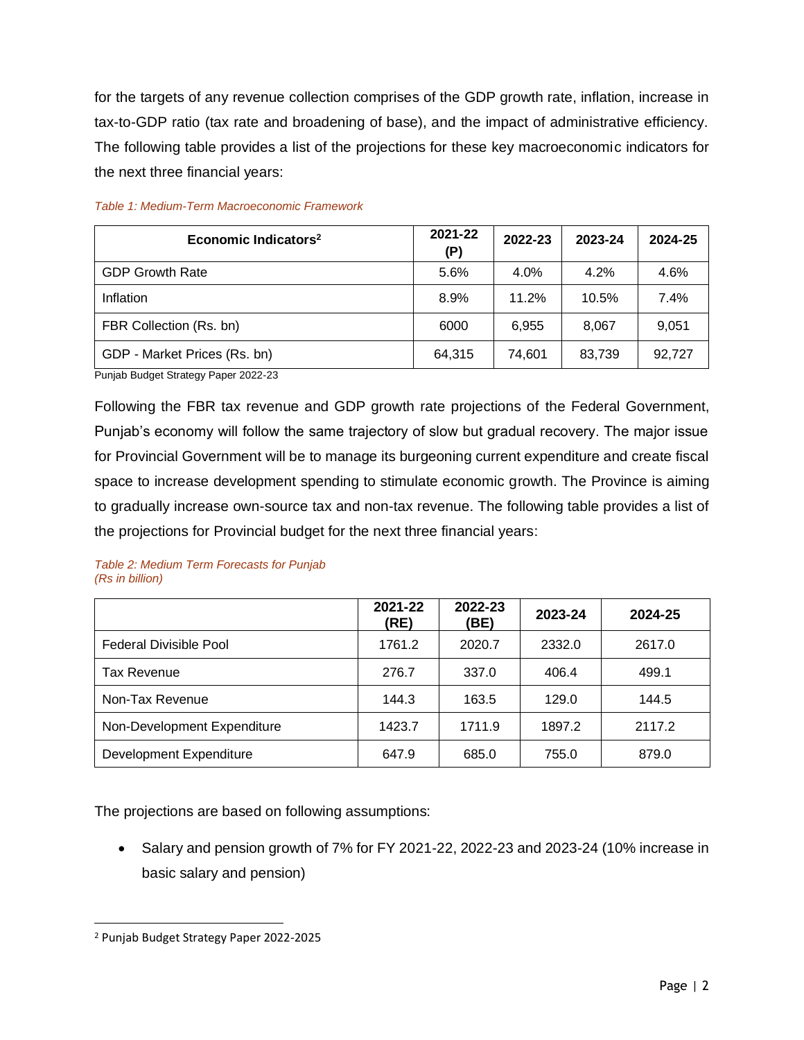for the targets of any revenue collection comprises of the GDP growth rate, inflation, increase in tax-to-GDP ratio (tax rate and broadening of base), and the impact of administrative efficiency. The following table provides a list of the projections for these key macroeconomic indicators for the next three financial years:

*Table 1: Medium-Term Macroeconomic Framework*

| Economic Indicators[2] | 2021-22 (P) | 2022-23 | 2023-24 | 2024-25 |
|---|---|---|---|---|
| GDP Growth Rate | 5.6% | 4.0% | 4.2% | 4.6% |
| Inflation | 8.9% | 11.2% | 10.5% | 7.4% |
| FBR Collection (Rs. bn) | 6000 | 6,955 | 8,067 | 9,051 |
| GDP - Market Prices (Rs. bn) | 64,315 | 74,601 | 83,739 | 92,727 |

Punjab Budget Strategy Paper 2022-23

Following the FBR tax revenue and GDP growth rate projections of the Federal Government, Punjab's economy will follow the same trajectory of slow but gradual recovery. The major issue for Provincial Government will be to manage its burgeoning current expenditure and create fiscal space to increase development spending to stimulate economic growth. The Province is aiming to gradually increase own-source tax and non-tax revenue. The following table provides a list of the projections for Provincial budget for the next three financial years:

*Table 2: Medium Term Forecasts for Punjab*
*(Rs in billion)*

| | 2021-22 (RE) | 2022-23 (BE) | 2023-24 | 2024-25 |
|---|---|---|---|---|
| Federal Divisible Pool | 1761.2 | 2020.7 | 2332.0 | 2617.0 |
| Tax Revenue | 276.7 | 337.0 | 406.4 | 499.1 |
| Non-Tax Revenue | 144.3 | 163.5 | 129.0 | 144.5 |
| Non-Development Expenditure | 1423.7 | 1711.9 | 1897.2 | 2117.2 |
| Development Expenditure | 647.9 | 685.0 | 755.0 | 879.0 |

The projections are based on following assumptions:

- Salary and pension growth of 7% for FY 2021-22, 2022-23 and 2023-24 (10% increase in basic salary and pension)

[2] Punjab Budget Strategy Paper 2022-2025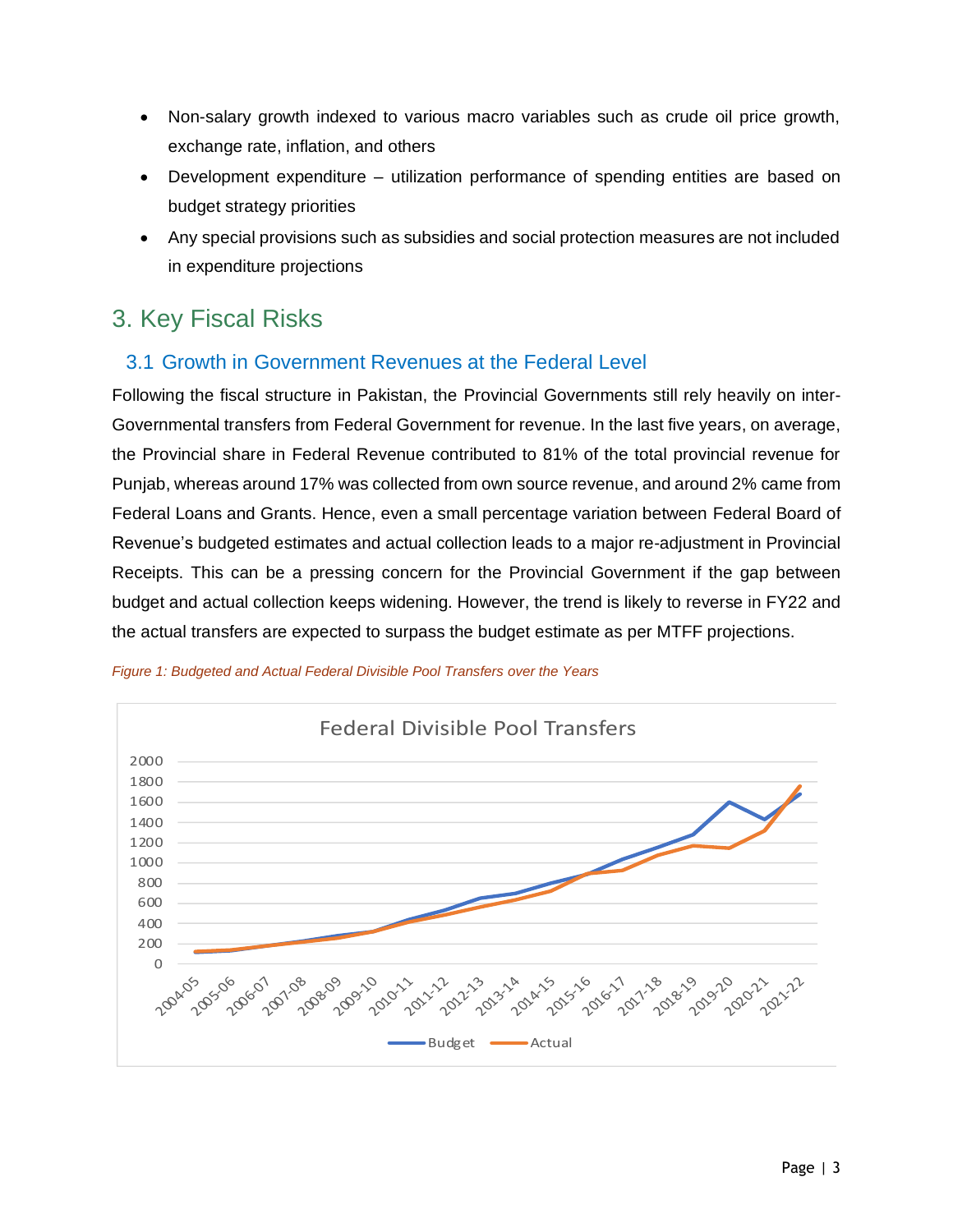- Non-salary growth indexed to various macro variables such as crude oil price growth, exchange rate, inflation, and others
- Development expenditure – utilization performance of spending entities are based on budget strategy priorities
- Any special provisions such as subsidies and social protection measures are not included in expenditure projections

# 3. Key Fiscal Risks

## 3.1 Growth in Government Revenues at the Federal Level

Following the fiscal structure in Pakistan, the Provincial Governments still rely heavily on inter-Governmental transfers from Federal Government for revenue. In the last five years, on average, the Provincial share in Federal Revenue contributed to 81% of the total provincial revenue for Punjab, whereas around 17% was collected from own source revenue, and around 2% came from Federal Loans and Grants. Hence, even a small percentage variation between Federal Board of Revenue's budgeted estimates and actual collection leads to a major re-adjustment in Provincial Receipts. This can be a pressing concern for the Provincial Government if the gap between budget and actual collection keeps widening. However, the trend is likely to reverse in FY22 and the actual transfers are expected to surpass the budget estimate as per MTFF projections.

*Figure 1: Budgeted and Actual Federal Divisible Pool Transfers over the Years*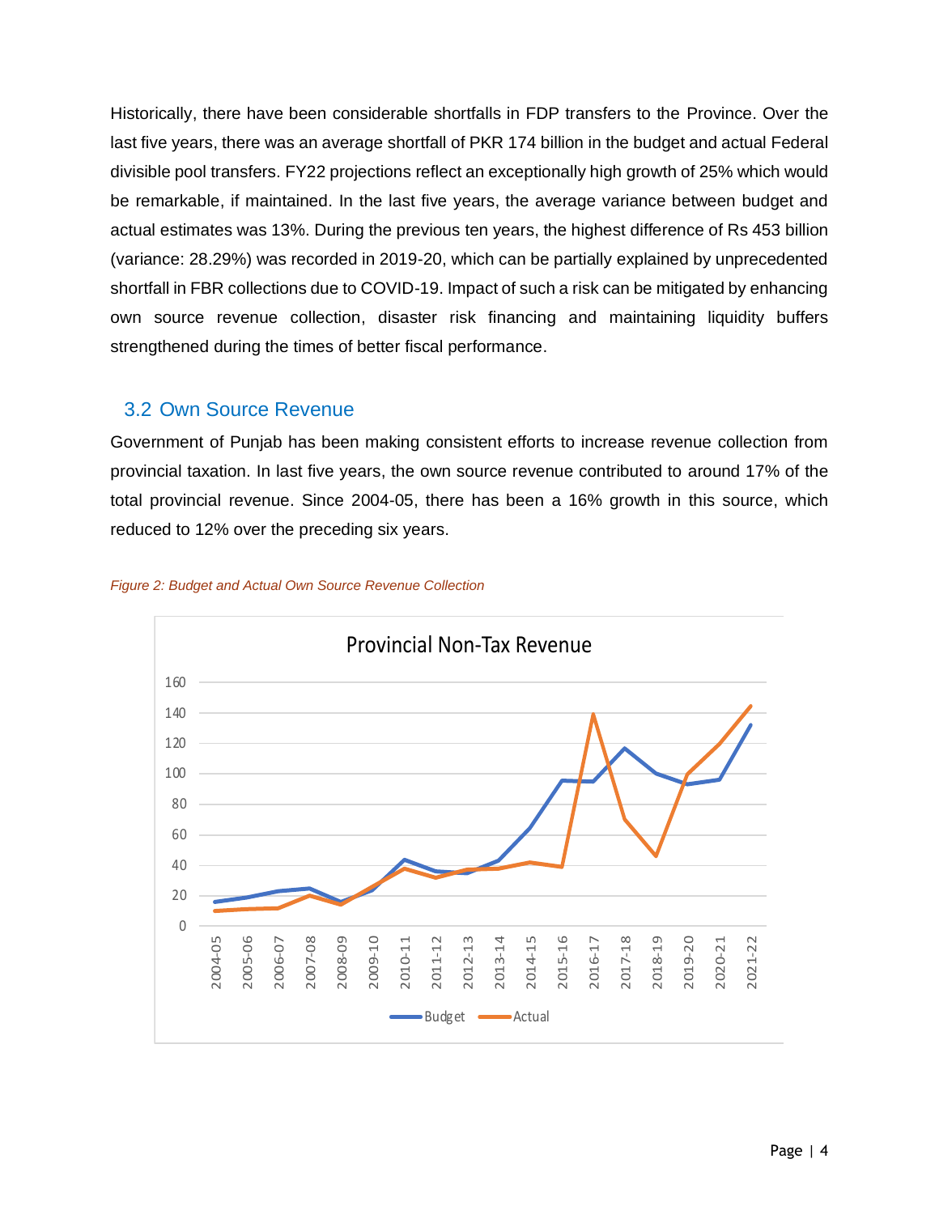Historically, there have been considerable shortfalls in FDP transfers to the Province. Over the last five years, there was an average shortfall of PKR 174 billion in the budget and actual Federal divisible pool transfers. FY22 projections reflect an exceptionally high growth of 25% which would be remarkable, if maintained. In the last five years, the average variance between budget and actual estimates was 13%. During the previous ten years, the highest difference of Rs 453 billion (variance: 28.29%) was recorded in 2019-20, which can be partially explained by unprecedented shortfall in FBR collections due to COVID-19. Impact of such a risk can be mitigated by enhancing own source revenue collection, disaster risk financing and maintaining liquidity buffers strengthened during the times of better fiscal performance.

## 3.2 Own Source Revenue

Government of Punjab has been making consistent efforts to increase revenue collection from provincial taxation. In last five years, the own source revenue contributed to around 17% of the total provincial revenue. Since 2004-05, there has been a 16% growth in this source, which reduced to 12% over the preceding six years.

*Figure 2: Budget and Actual Own Source Revenue Collection*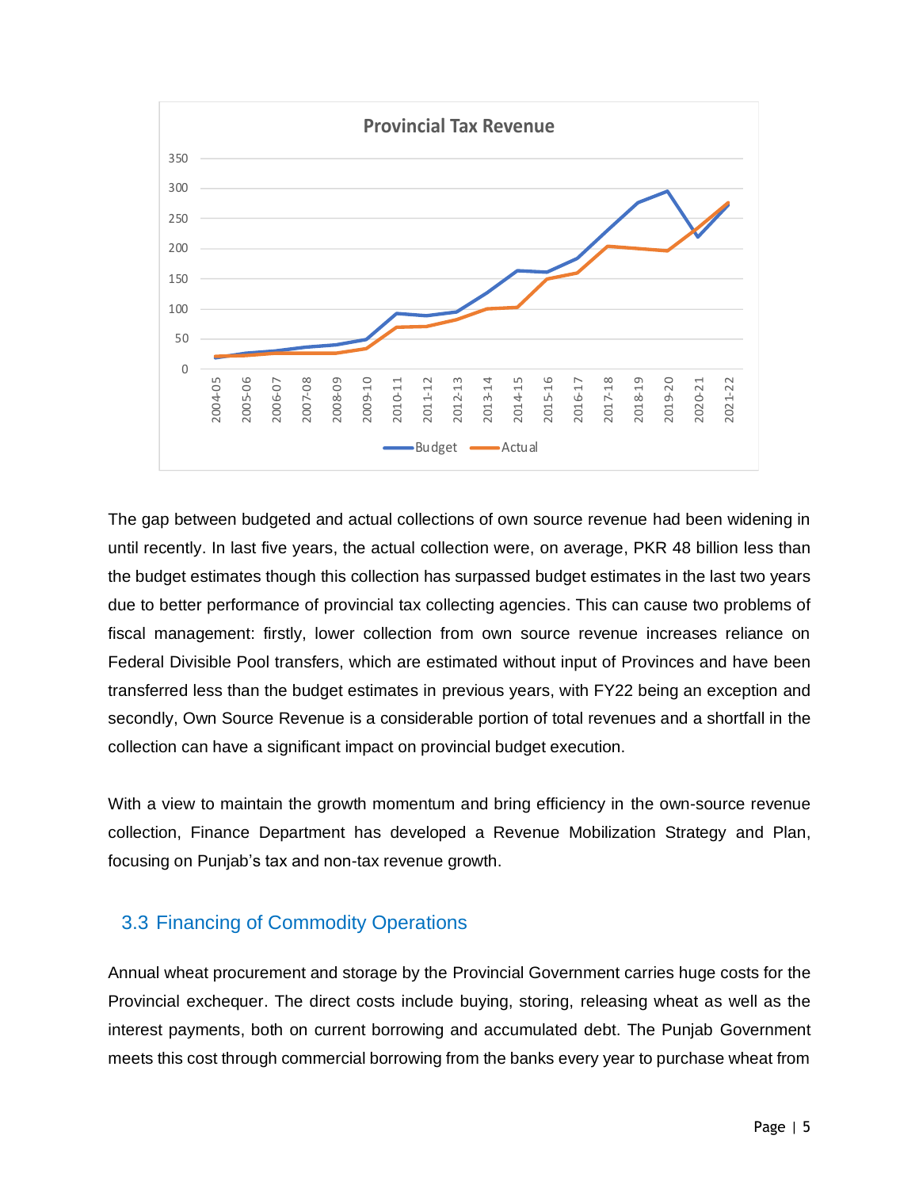The gap between budgeted and actual collections of own source revenue had been widening in until recently. In last five years, the actual collection were, on average, PKR 48 billion less than the budget estimates though this collection has surpassed budget estimates in the last two years due to better performance of provincial tax collecting agencies. This can cause two problems of fiscal management: firstly, lower collection from own source revenue increases reliance on Federal Divisible Pool transfers, which are estimated without input of Provinces and have been transferred less than the budget estimates in previous years, with FY22 being an exception and secondly, Own Source Revenue is a considerable portion of total revenues and a shortfall in the collection can have a significant impact on provincial budget execution.

With a view to maintain the growth momentum and bring efficiency in the own-source revenue collection, Finance Department has developed a Revenue Mobilization Strategy and Plan, focusing on Punjab's tax and non-tax revenue growth.

## 3.3 Financing of Commodity Operations

Annual wheat procurement and storage by the Provincial Government carries huge costs for the Provincial exchequer. The direct costs include buying, storing, releasing wheat as well as the interest payments, both on current borrowing and accumulated debt. The Punjab Government meets this cost through commercial borrowing from the banks every year to purchase wheat from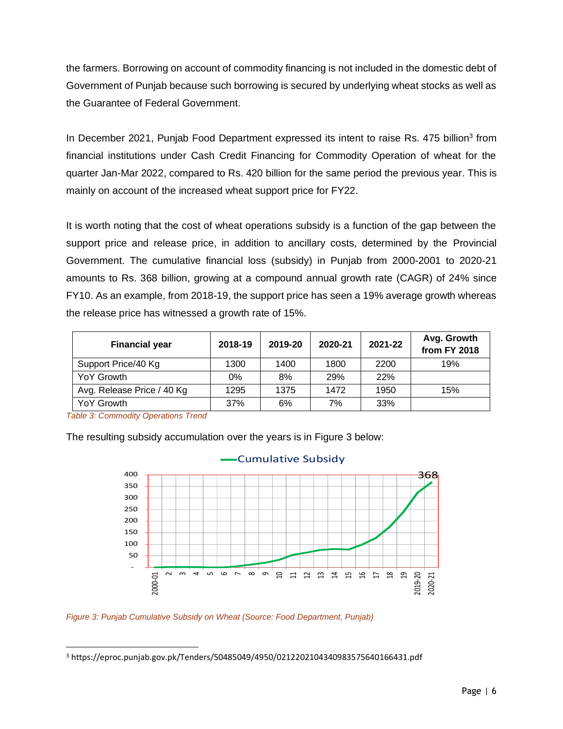the farmers. Borrowing on account of commodity financing is not included in the domestic debt of Government of Punjab because such borrowing is secured by underlying wheat stocks as well as the Guarantee of Federal Government.

In December 2021, Punjab Food Department expressed its intent to raise Rs. 475 billion[3] from financial institutions under Cash Credit Financing for Commodity Operation of wheat for the quarter Jan-Mar 2022, compared to Rs. 420 billion for the same period the previous year. This is mainly on account of the increased wheat support price for FY22.

It is worth noting that the cost of wheat operations subsidy is a function of the gap between the support price and release price, in addition to ancillary costs, determined by the Provincial Government. The cumulative financial loss (subsidy) in Punjab from 2000-2001 to 2020-21 amounts to Rs. 368 billion, growing at a compound annual growth rate (CAGR) of 24% since FY10. As an example, from 2018-19, the support price has seen a 19% average growth whereas the release price has witnessed a growth rate of 15%.

| Financial year | 2018-19 | 2019-20 | 2020-21 | 2021-22 | Avg. Growth from FY 2018 |
|---|---|---|---|---|---|
| Support Price/40 Kg | 1300 | 1400 | 1800 | 2200 | 19% |
| YoY Growth | 0% | 8% | 29% | 22% | |
| Avg. Release Price / 40 Kg | 1295 | 1375 | 1472 | 1950 | 15% |
| YoY Growth | 37% | 6% | 7% | 33% | |

*Table 3: Commodity Operations Trend*

The resulting subsidy accumulation over the years is in Figure 3 below:

*Figure 3: Punjab Cumulative Subsidy on Wheat (Source: Food Department, Punjab)*

[3] https://eproc.punjab.gov.pk/Tenders/50485049/4950/02122021043409835756401664311.pdf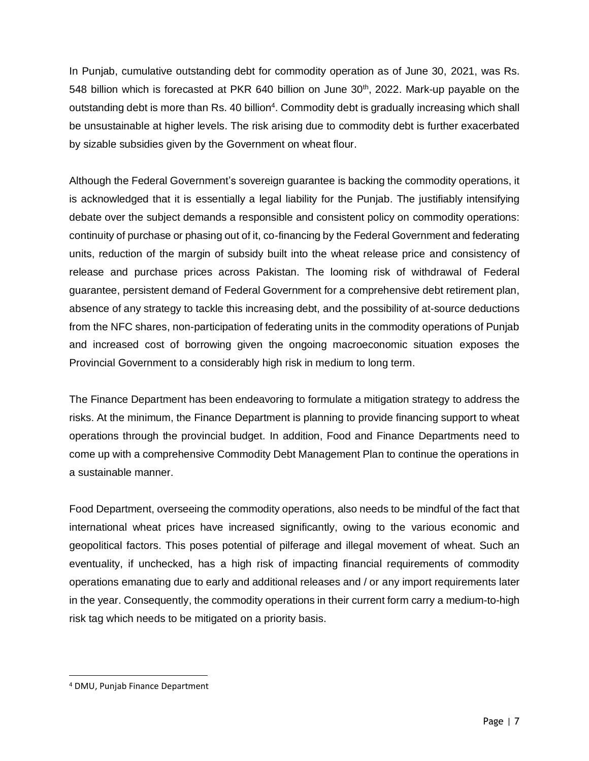In Punjab, cumulative outstanding debt for commodity operation as of June 30, 2021, was Rs. 548 billion which is forecasted at PKR 640 billion on June 30th, 2022. Mark-up payable on the outstanding debt is more than Rs. 40 billion[4]. Commodity debt is gradually increasing which shall be unsustainable at higher levels. The risk arising due to commodity debt is further exacerbated by sizable subsidies given by the Government on wheat flour.

Although the Federal Government's sovereign guarantee is backing the commodity operations, it is acknowledged that it is essentially a legal liability for the Punjab. The justifiably intensifying debate over the subject demands a responsible and consistent policy on commodity operations: continuity of purchase or phasing out of it, co-financing by the Federal Government and federating units, reduction of the margin of subsidy built into the wheat release price and consistency of release and purchase prices across Pakistan. The looming risk of withdrawal of Federal guarantee, persistent demand of Federal Government for a comprehensive debt retirement plan, absence of any strategy to tackle this increasing debt, and the possibility of at-source deductions from the NFC shares, non-participation of federating units in the commodity operations of Punjab and increased cost of borrowing given the ongoing macroeconomic situation exposes the Provincial Government to a considerably high risk in medium to long term.

The Finance Department has been endeavoring to formulate a mitigation strategy to address the risks. At the minimum, the Finance Department is planning to provide financing support to wheat operations through the provincial budget. In addition, Food and Finance Departments need to come up with a comprehensive Commodity Debt Management Plan to continue the operations in a sustainable manner.

Food Department, overseeing the commodity operations, also needs to be mindful of the fact that international wheat prices have increased significantly, owing to the various economic and geopolitical factors. This poses potential of pilferage and illegal movement of wheat. Such an eventuality, if unchecked, has a high risk of impacting financial requirements of commodity operations emanating due to early and additional releases and / or any import requirements later in the year. Consequently, the commodity operations in their current form carry a medium-to-high risk tag which needs to be mitigated on a priority basis.

---

[4] DMU, Punjab Finance Department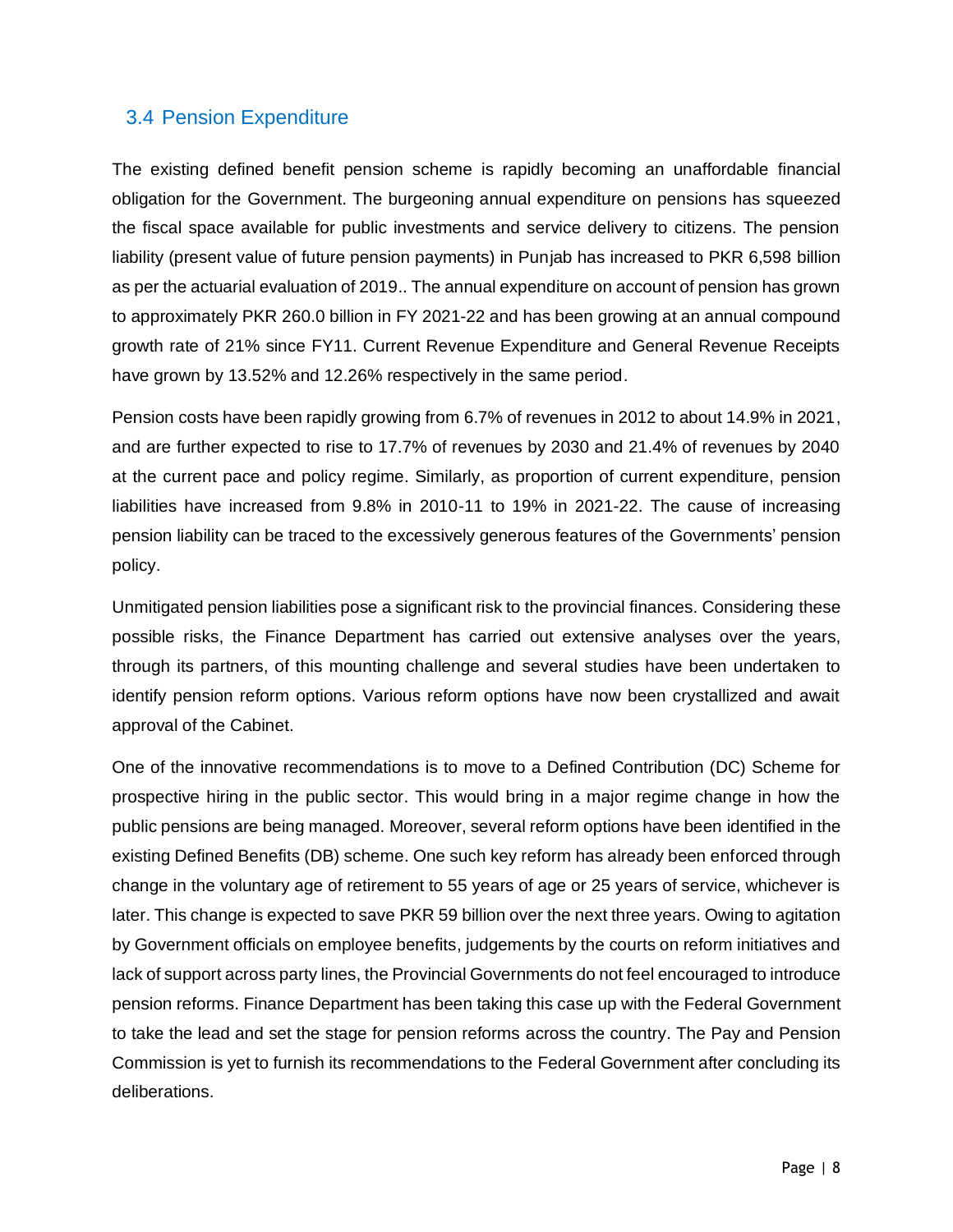## 3.4 Pension Expenditure

The existing defined benefit pension scheme is rapidly becoming an unaffordable financial obligation for the Government. The burgeoning annual expenditure on pensions has squeezed the fiscal space available for public investments and service delivery to citizens. The pension liability (present value of future pension payments) in Punjab has increased to PKR 6,598 billion as per the actuarial evaluation of 2019.. The annual expenditure on account of pension has grown to approximately PKR 260.0 billion in FY 2021-22 and has been growing at an annual compound growth rate of 21% since FY11. Current Revenue Expenditure and General Revenue Receipts have grown by 13.52% and 12.26% respectively in the same period.

Pension costs have been rapidly growing from 6.7% of revenues in 2012 to about 14.9% in 2021, and are further expected to rise to 17.7% of revenues by 2030 and 21.4% of revenues by 2040 at the current pace and policy regime. Similarly, as proportion of current expenditure, pension liabilities have increased from 9.8% in 2010-11 to 19% in 2021-22. The cause of increasing pension liability can be traced to the excessively generous features of the Governments' pension policy.

Unmitigated pension liabilities pose a significant risk to the provincial finances. Considering these possible risks, the Finance Department has carried out extensive analyses over the years, through its partners, of this mounting challenge and several studies have been undertaken to identify pension reform options. Various reform options have now been crystallized and await approval of the Cabinet.

One of the innovative recommendations is to move to a Defined Contribution (DC) Scheme for prospective hiring in the public sector. This would bring in a major regime change in how the public pensions are being managed. Moreover, several reform options have been identified in the existing Defined Benefits (DB) scheme. One such key reform has already been enforced through change in the voluntary age of retirement to 55 years of age or 25 years of service, whichever is later. This change is expected to save PKR 59 billion over the next three years. Owing to agitation by Government officials on employee benefits, judgements by the courts on reform initiatives and lack of support across party lines, the Provincial Governments do not feel encouraged to introduce pension reforms. Finance Department has been taking this case up with the Federal Government to take the lead and set the stage for pension reforms across the country. The Pay and Pension Commission is yet to furnish its recommendations to the Federal Government after concluding its deliberations.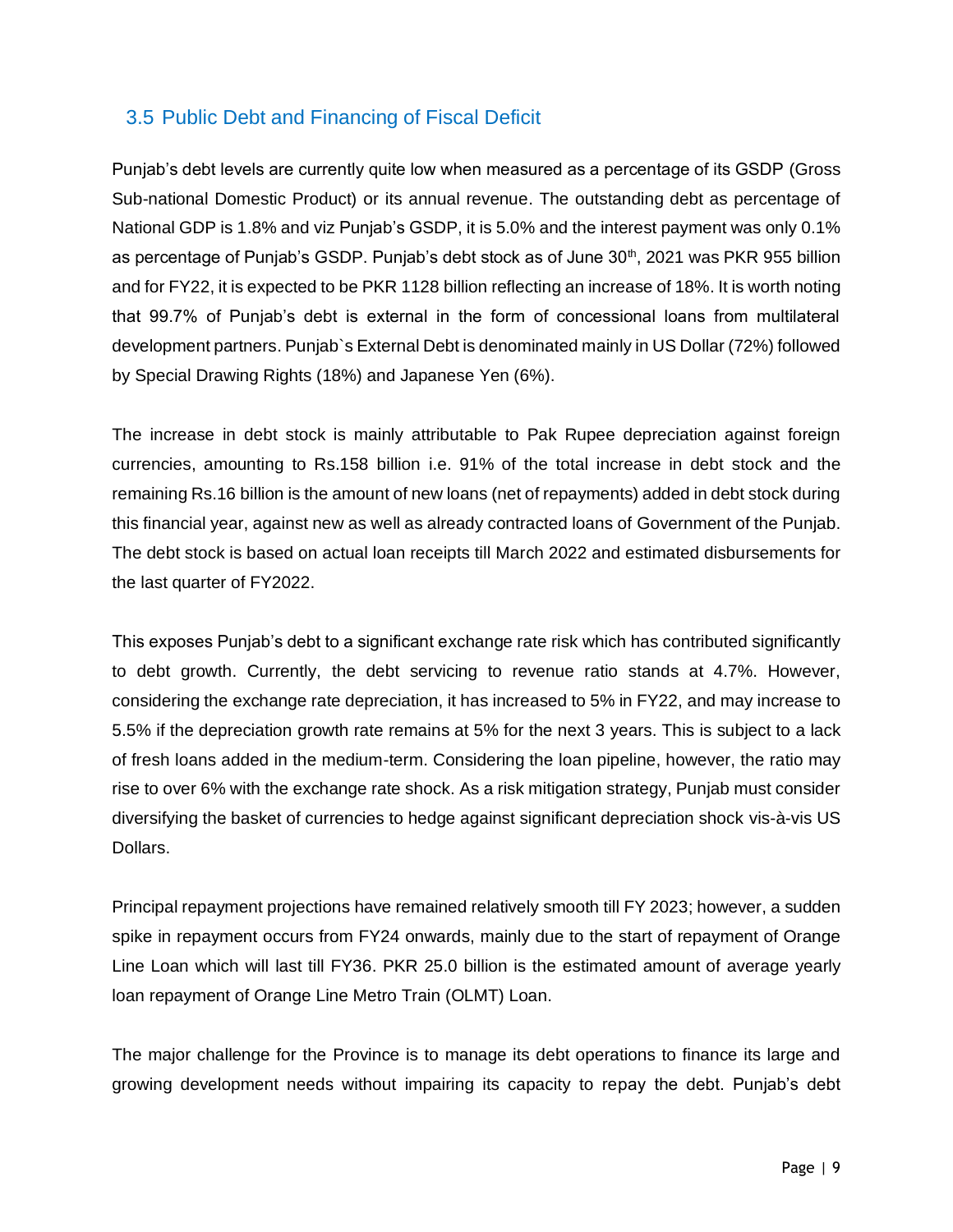## 3.5 Public Debt and Financing of Fiscal Deficit

Punjab's debt levels are currently quite low when measured as a percentage of its GSDP (Gross Sub-national Domestic Product) or its annual revenue. The outstanding debt as percentage of National GDP is 1.8% and viz Punjab's GSDP, it is 5.0% and the interest payment was only 0.1% as percentage of Punjab's GSDP. Punjab's debt stock as of June 30th, 2021 was PKR 955 billion and for FY22, it is expected to be PKR 1128 billion reflecting an increase of 18%. It is worth noting that 99.7% of Punjab's debt is external in the form of concessional loans from multilateral development partners. Punjab`s External Debt is denominated mainly in US Dollar (72%) followed by Special Drawing Rights (18%) and Japanese Yen (6%).

The increase in debt stock is mainly attributable to Pak Rupee depreciation against foreign currencies, amounting to Rs.158 billion i.e. 91% of the total increase in debt stock and the remaining Rs.16 billion is the amount of new loans (net of repayments) added in debt stock during this financial year, against new as well as already contracted loans of Government of the Punjab. The debt stock is based on actual loan receipts till March 2022 and estimated disbursements for the last quarter of FY2022.

This exposes Punjab's debt to a significant exchange rate risk which has contributed significantly to debt growth. Currently, the debt servicing to revenue ratio stands at 4.7%. However, considering the exchange rate depreciation, it has increased to 5% in FY22, and may increase to 5.5% if the depreciation growth rate remains at 5% for the next 3 years. This is subject to a lack of fresh loans added in the medium-term. Considering the loan pipeline, however, the ratio may rise to over 6% with the exchange rate shock. As a risk mitigation strategy, Punjab must consider diversifying the basket of currencies to hedge against significant depreciation shock vis-à-vis US Dollars.

Principal repayment projections have remained relatively smooth till FY 2023; however, a sudden spike in repayment occurs from FY24 onwards, mainly due to the start of repayment of Orange Line Loan which will last till FY36. PKR 25.0 billion is the estimated amount of average yearly loan repayment of Orange Line Metro Train (OLMT) Loan.

The major challenge for the Province is to manage its debt operations to finance its large and growing development needs without impairing its capacity to repay the debt. Punjab's debt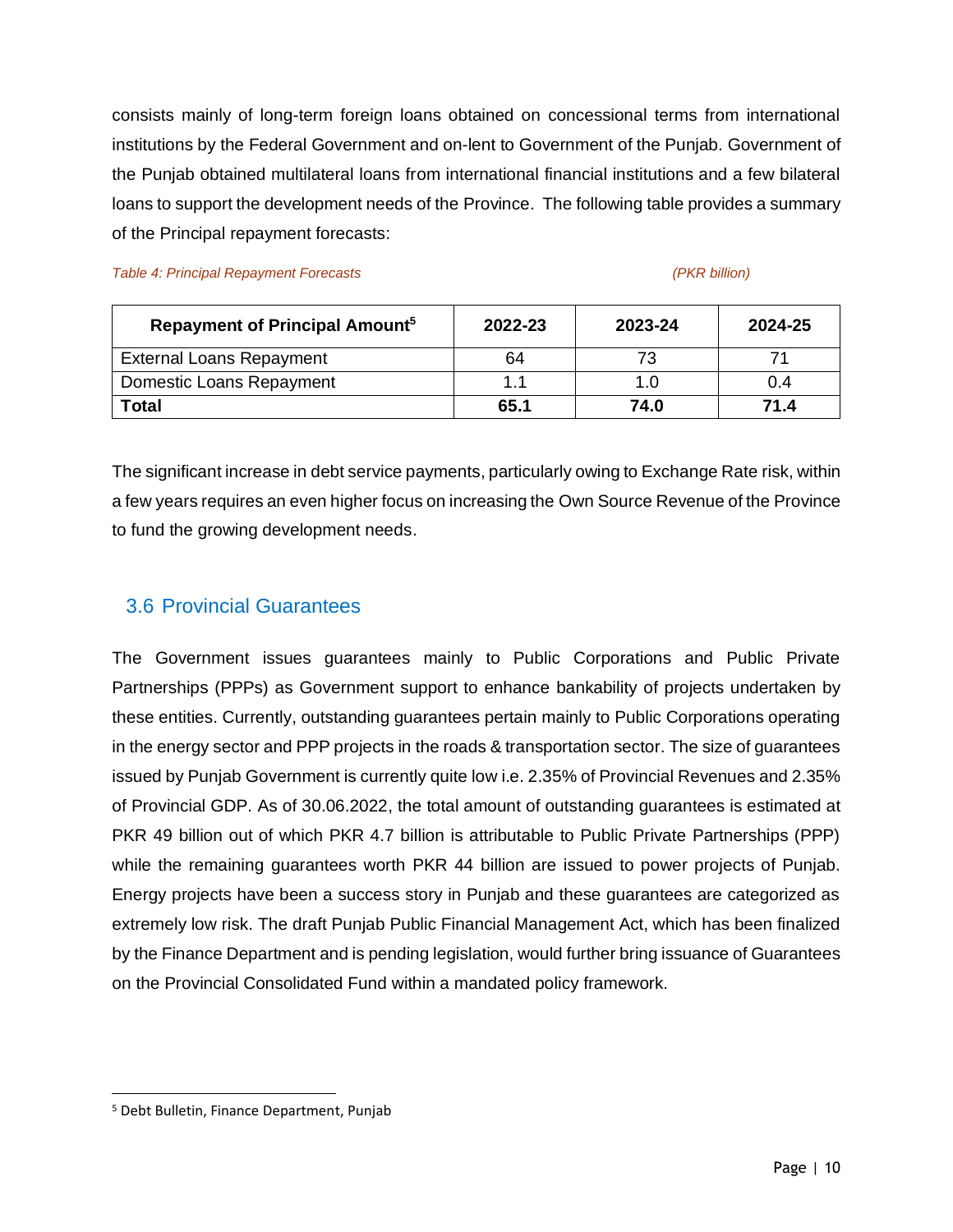consists mainly of long-term foreign loans obtained on concessional terms from international institutions by the Federal Government and on-lent to Government of the Punjab. Government of the Punjab obtained multilateral loans from international financial institutions and a few bilateral loans to support the development needs of the Province. The following table provides a summary of the Principal repayment forecasts:

*Table 4: Principal Repayment Forecasts* *(PKR billion)*

| Repayment of Principal Amount[5] | 2022-23 | 2023-24 | 2024-25 |
|---|---|---|---|
| External Loans Repayment | 64 | 73 | 71 |
| Domestic Loans Repayment | 1.1 | 1.0 | 0.4 |
| **Total** | **65.1** | **74.0** | **71.4** |

The significant increase in debt service payments, particularly owing to Exchange Rate risk, within a few years requires an even higher focus on increasing the Own Source Revenue of the Province to fund the growing development needs.

## 3.6 Provincial Guarantees

The Government issues guarantees mainly to Public Corporations and Public Private Partnerships (PPPs) as Government support to enhance bankability of projects undertaken by these entities. Currently, outstanding guarantees pertain mainly to Public Corporations operating in the energy sector and PPP projects in the roads & transportation sector. The size of guarantees issued by Punjab Government is currently quite low i.e. 2.35% of Provincial Revenues and 2.35% of Provincial GDP. As of 30.06.2022, the total amount of outstanding guarantees is estimated at PKR 49 billion out of which PKR 4.7 billion is attributable to Public Private Partnerships (PPP) while the remaining guarantees worth PKR 44 billion are issued to power projects of Punjab. Energy projects have been a success story in Punjab and these guarantees are categorized as extremely low risk. The draft Punjab Public Financial Management Act, which has been finalized by the Finance Department and is pending legislation, would further bring issuance of Guarantees on the Provincial Consolidated Fund within a mandated policy framework.

[5] Debt Bulletin, Finance Department, Punjab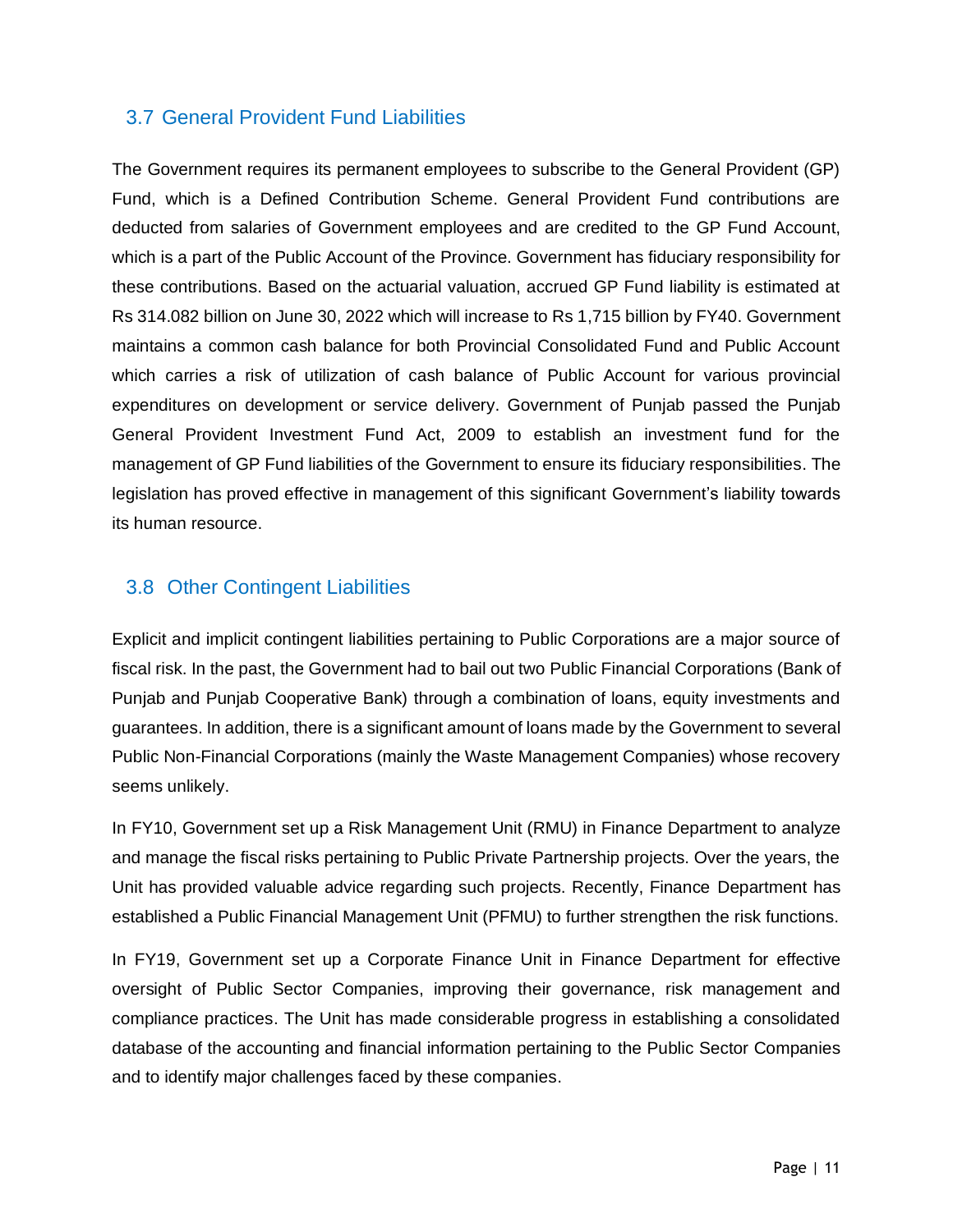## 3.7 General Provident Fund Liabilities

The Government requires its permanent employees to subscribe to the General Provident (GP) Fund, which is a Defined Contribution Scheme. General Provident Fund contributions are deducted from salaries of Government employees and are credited to the GP Fund Account, which is a part of the Public Account of the Province. Government has fiduciary responsibility for these contributions. Based on the actuarial valuation, accrued GP Fund liability is estimated at Rs 314.082 billion on June 30, 2022 which will increase to Rs 1,715 billion by FY40. Government maintains a common cash balance for both Provincial Consolidated Fund and Public Account which carries a risk of utilization of cash balance of Public Account for various provincial expenditures on development or service delivery. Government of Punjab passed the Punjab General Provident Investment Fund Act, 2009 to establish an investment fund for the management of GP Fund liabilities of the Government to ensure its fiduciary responsibilities. The legislation has proved effective in management of this significant Government's liability towards its human resource.

## 3.8 Other Contingent Liabilities

Explicit and implicit contingent liabilities pertaining to Public Corporations are a major source of fiscal risk. In the past, the Government had to bail out two Public Financial Corporations (Bank of Punjab and Punjab Cooperative Bank) through a combination of loans, equity investments and guarantees. In addition, there is a significant amount of loans made by the Government to several Public Non-Financial Corporations (mainly the Waste Management Companies) whose recovery seems unlikely.

In FY10, Government set up a Risk Management Unit (RMU) in Finance Department to analyze and manage the fiscal risks pertaining to Public Private Partnership projects. Over the years, the Unit has provided valuable advice regarding such projects. Recently, Finance Department has established a Public Financial Management Unit (PFMU) to further strengthen the risk functions.

In FY19, Government set up a Corporate Finance Unit in Finance Department for effective oversight of Public Sector Companies, improving their governance, risk management and compliance practices. The Unit has made considerable progress in establishing a consolidated database of the accounting and financial information pertaining to the Public Sector Companies and to identify major challenges faced by these companies.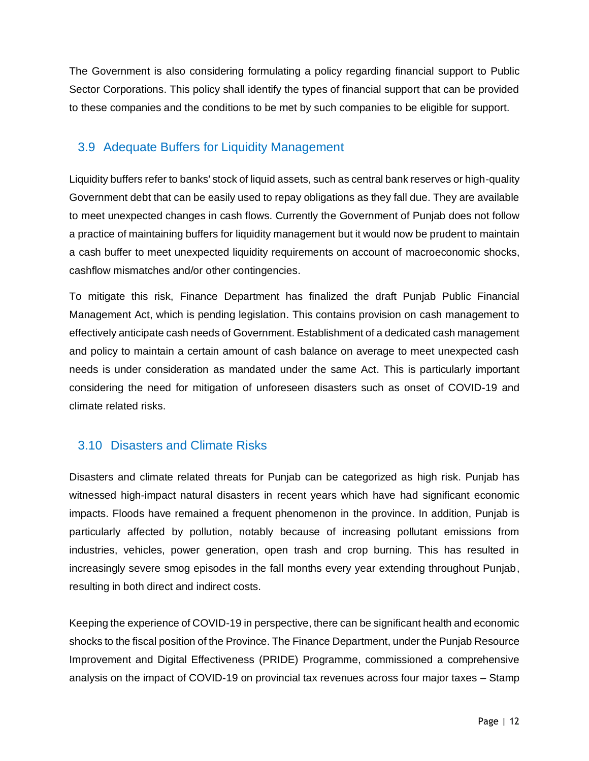The Government is also considering formulating a policy regarding financial support to Public Sector Corporations. This policy shall identify the types of financial support that can be provided to these companies and the conditions to be met by such companies to be eligible for support.

## 3.9 Adequate Buffers for Liquidity Management

Liquidity buffers refer to banks' stock of liquid assets, such as central bank reserves or high-quality Government debt that can be easily used to repay obligations as they fall due. They are available to meet unexpected changes in cash flows. Currently the Government of Punjab does not follow a practice of maintaining buffers for liquidity management but it would now be prudent to maintain a cash buffer to meet unexpected liquidity requirements on account of macroeconomic shocks, cashflow mismatches and/or other contingencies.

To mitigate this risk, Finance Department has finalized the draft Punjab Public Financial Management Act, which is pending legislation. This contains provision on cash management to effectively anticipate cash needs of Government. Establishment of a dedicated cash management and policy to maintain a certain amount of cash balance on average to meet unexpected cash needs is under consideration as mandated under the same Act. This is particularly important considering the need for mitigation of unforeseen disasters such as onset of COVID-19 and climate related risks.

## 3.10 Disasters and Climate Risks

Disasters and climate related threats for Punjab can be categorized as high risk. Punjab has witnessed high-impact natural disasters in recent years which have had significant economic impacts. Floods have remained a frequent phenomenon in the province. In addition, Punjab is particularly affected by pollution, notably because of increasing pollutant emissions from industries, vehicles, power generation, open trash and crop burning. This has resulted in increasingly severe smog episodes in the fall months every year extending throughout Punjab, resulting in both direct and indirect costs.

Keeping the experience of COVID-19 in perspective, there can be significant health and economic shocks to the fiscal position of the Province. The Finance Department, under the Punjab Resource Improvement and Digital Effectiveness (PRIDE) Programme, commissioned a comprehensive analysis on the impact of COVID-19 on provincial tax revenues across four major taxes – Stamp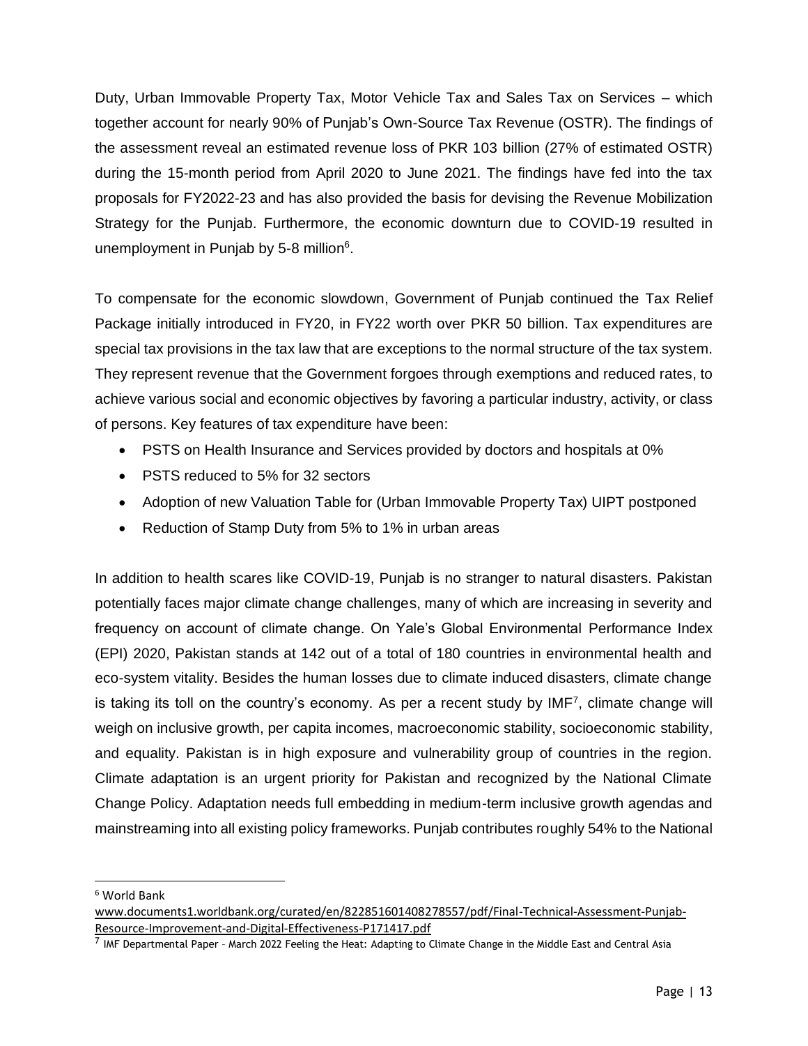Duty, Urban Immovable Property Tax, Motor Vehicle Tax and Sales Tax on Services – which together account for nearly 90% of Punjab's Own-Source Tax Revenue (OSTR). The findings of the assessment reveal an estimated revenue loss of PKR 103 billion (27% of estimated OSTR) during the 15-month period from April 2020 to June 2021. The findings have fed into the tax proposals for FY2022-23 and has also provided the basis for devising the Revenue Mobilization Strategy for the Punjab. Furthermore, the economic downturn due to COVID-19 resulted in unemployment in Punjab by 5-8 million[6].

To compensate for the economic slowdown, Government of Punjab continued the Tax Relief Package initially introduced in FY20, in FY22 worth over PKR 50 billion. Tax expenditures are special tax provisions in the tax law that are exceptions to the normal structure of the tax system. They represent revenue that the Government forgoes through exemptions and reduced rates, to achieve various social and economic objectives by favoring a particular industry, activity, or class of persons. Key features of tax expenditure have been:

- PSTS on Health Insurance and Services provided by doctors and hospitals at 0%
- PSTS reduced to 5% for 32 sectors
- Adoption of new Valuation Table for (Urban Immovable Property Tax) UIPT postponed
- Reduction of Stamp Duty from 5% to 1% in urban areas

In addition to health scares like COVID-19, Punjab is no stranger to natural disasters. Pakistan potentially faces major climate change challenges, many of which are increasing in severity and frequency on account of climate change. On Yale's Global Environmental Performance Index (EPI) 2020, Pakistan stands at 142 out of a total of 180 countries in environmental health and eco-system vitality. Besides the human losses due to climate induced disasters, climate change is taking its toll on the country's economy. As per a recent study by IMF[7], climate change will weigh on inclusive growth, per capita incomes, macroeconomic stability, socioeconomic stability, and equality. Pakistan is in high exposure and vulnerability group of countries in the region. Climate adaptation is an urgent priority for Pakistan and recognized by the National Climate Change Policy. Adaptation needs full embedding in medium-term inclusive growth agendas and mainstreaming into all existing policy frameworks. Punjab contributes roughly 54% to the National

---

[6] World Bank www.documents1.worldbank.org/curated/en/822851601408278557/pdf/Final-Technical-Assessment-Punjab-Resource-Improvement-and-Digital-Effectiveness-P171417.pdf

[7] IMF Departmental Paper – March 2022 Feeling the Heat: Adapting to Climate Change in the Middle East and Central Asia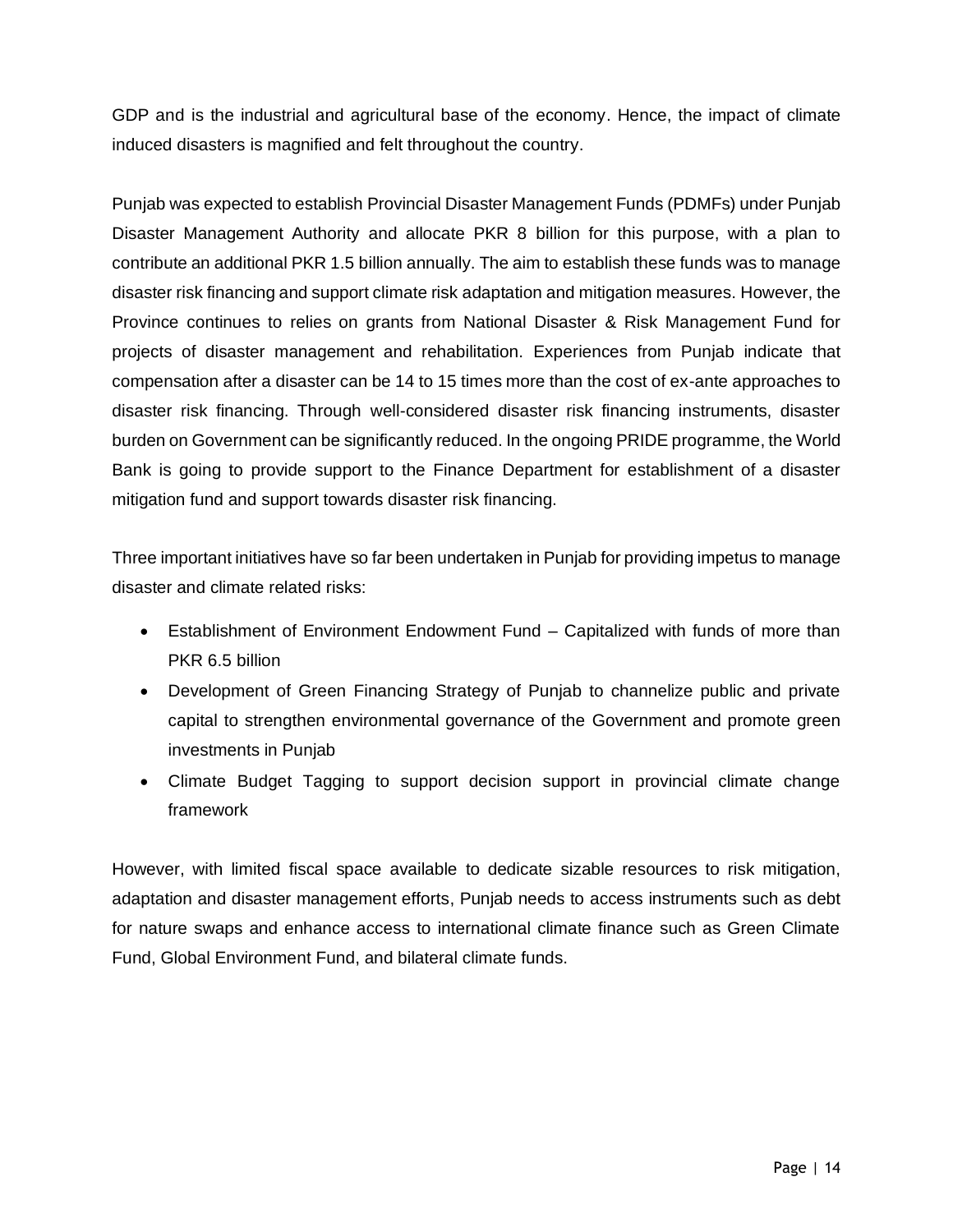GDP and is the industrial and agricultural base of the economy. Hence, the impact of climate induced disasters is magnified and felt throughout the country.

Punjab was expected to establish Provincial Disaster Management Funds (PDMFs) under Punjab Disaster Management Authority and allocate PKR 8 billion for this purpose, with a plan to contribute an additional PKR 1.5 billion annually. The aim to establish these funds was to manage disaster risk financing and support climate risk adaptation and mitigation measures. However, the Province continues to relies on grants from National Disaster & Risk Management Fund for projects of disaster management and rehabilitation. Experiences from Punjab indicate that compensation after a disaster can be 14 to 15 times more than the cost of ex-ante approaches to disaster risk financing. Through well-considered disaster risk financing instruments, disaster burden on Government can be significantly reduced. In the ongoing PRIDE programme, the World Bank is going to provide support to the Finance Department for establishment of a disaster mitigation fund and support towards disaster risk financing.

Three important initiatives have so far been undertaken in Punjab for providing impetus to manage disaster and climate related risks:

- Establishment of Environment Endowment Fund – Capitalized with funds of more than PKR 6.5 billion
- Development of Green Financing Strategy of Punjab to channelize public and private capital to strengthen environmental governance of the Government and promote green investments in Punjab
- Climate Budget Tagging to support decision support in provincial climate change framework

However, with limited fiscal space available to dedicate sizable resources to risk mitigation, adaptation and disaster management efforts, Punjab needs to access instruments such as debt for nature swaps and enhance access to international climate finance such as Green Climate Fund, Global Environment Fund, and bilateral climate funds.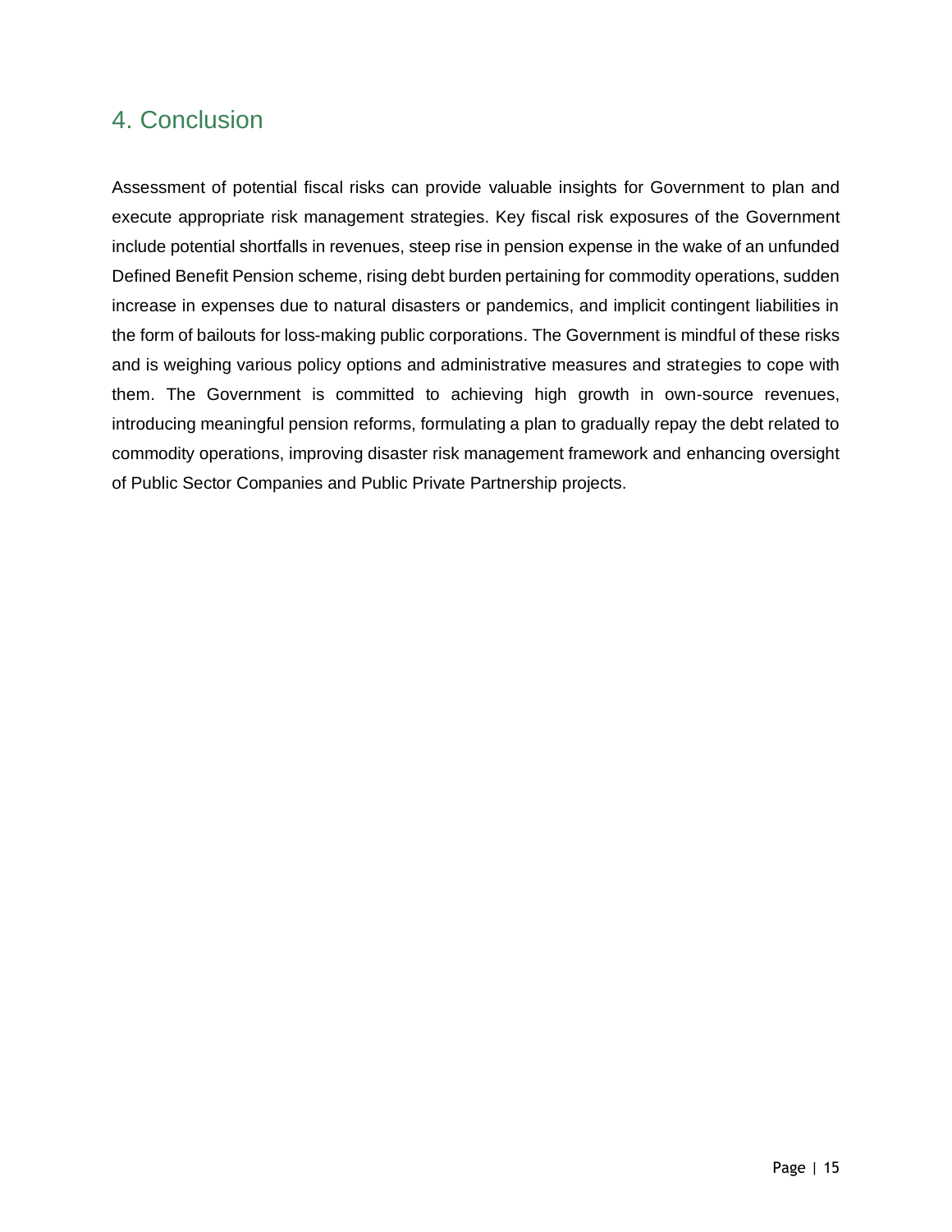## 4. Conclusion

Assessment of potential fiscal risks can provide valuable insights for Government to plan and execute appropriate risk management strategies. Key fiscal risk exposures of the Government include potential shortfalls in revenues, steep rise in pension expense in the wake of an unfunded Defined Benefit Pension scheme, rising debt burden pertaining for commodity operations, sudden increase in expenses due to natural disasters or pandemics, and implicit contingent liabilities in the form of bailouts for loss-making public corporations. The Government is mindful of these risks and is weighing various policy options and administrative measures and strategies to cope with them. The Government is committed to achieving high growth in own-source revenues, introducing meaningful pension reforms, formulating a plan to gradually repay the debt related to commodity operations, improving disaster risk management framework and enhancing oversight of Public Sector Companies and Public Private Partnership projects.